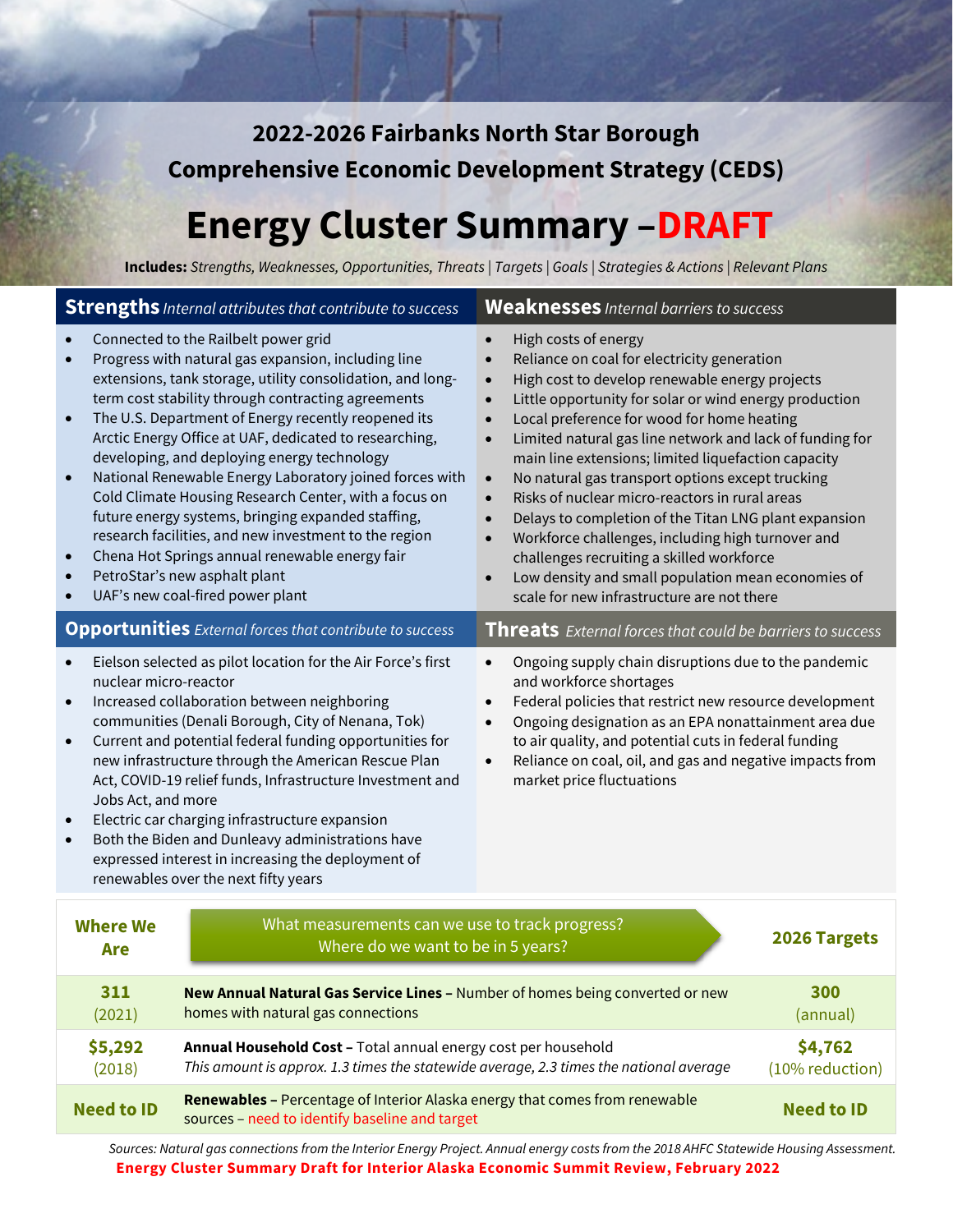## 2022-2026 Fairbanks North Star Borough Comprehensive Economic Development Strategy (CEDS)

# Energy Cluster Summary –DRAFT

**Includes:** *Strengths, Weaknesses, Opportunities, Threats* | *Targets* | *Goals* | *Strategies & Actions* | *Relevant Plans*

### Strengths *Internal attributes that contribute to success*

- Connected to the Railbelt power grid
- Progress with natural gas expansion, including line extensions, tank storage, utility consolidation, and long-term cost stability through contracting agreements
- The U.S. Department of Energy recently reopened its Arctic Energy Office at UAF, dedicated to researching, developing, and deploying energy technology
- National Renewable Energy Laboratory joined forces with Cold Climate Housing Research Center, with a focus on future energy systems, bringing expanded staffing, research facilities, and new investment to the region
- Chena Hot Springs annual renewable energy fair
- PetroStar's new asphalt plant
- UAF's new coal-fired power plant

### Weaknesses *Internal barriers to success*

- High costs of energy
- Reliance on coal for electricity generation
- High cost to develop renewable energy projects
- Little opportunity for solar or wind energy production
- Local preference for wood for home heating
- Limited natural gas line network and lack of funding for main line extensions; limited liquefaction capacity
- No natural gas transport options except trucking
- Risks of nuclear micro-reactors in rural areas
- Delays to completion of the Titan LNG plant expansion
- Workforce challenges, including high turnover and challenges recruiting a skilled workforce
- Low density and small population mean economies of scale for new infrastructure are not there

### Opportunities *External forces that contribute to success*

- Eielson selected as pilot location for the Air Force's first nuclear micro-reactor
- Increased collaboration between neighboring communities (Denali Borough, City of Nenana, Tok)
- Current and potential federal funding opportunities for new infrastructure through the American Rescue Plan Act, COVID-19 relief funds, Infrastructure Investment and Jobs Act, and more
- Electric car charging infrastructure expansion
- Both the Biden and Dunleavy administrations have expressed interest in increasing the deployment of renewables over the next fifty years

### Threats *External forces that could be barriers to success*

- Ongoing supply chain disruptions due to the pandemic and workforce shortages
- Federal policies that restrict new resource development
- Ongoing designation as an EPA nonattainment area due to air quality, and potential cuts in federal funding
- Reliance on coal, oil, and gas and negative impacts from market price fluctuations

| Where We Are | What measurements can we use to track progress? Where do we want to be in 5 years? | 2026 Targets |
|---|---|---|
| **311** (2021) | **New Annual Natural Gas Service Lines –** Number of homes being converted or new homes with natural gas connections | **300** (annual) |
| **$5,292** (2018) | **Annual Household Cost –** Total annual energy cost per household *This amount is approx. 1.3 times the statewide average, 2.3 times the national average* | **$4,762** (10% reduction) |
| **Need to ID** | **Renewables –** Percentage of Interior Alaska energy that comes from renewable sources – need to identify baseline and target | **Need to ID** |

*Sources: Natural gas connections from the Interior Energy Project. Annual energy costs from the 2018 AHFC Statewide Housing Assessment.*

**Energy Cluster Summary Draft for Interior Alaska Economic Summit Review, February 2022**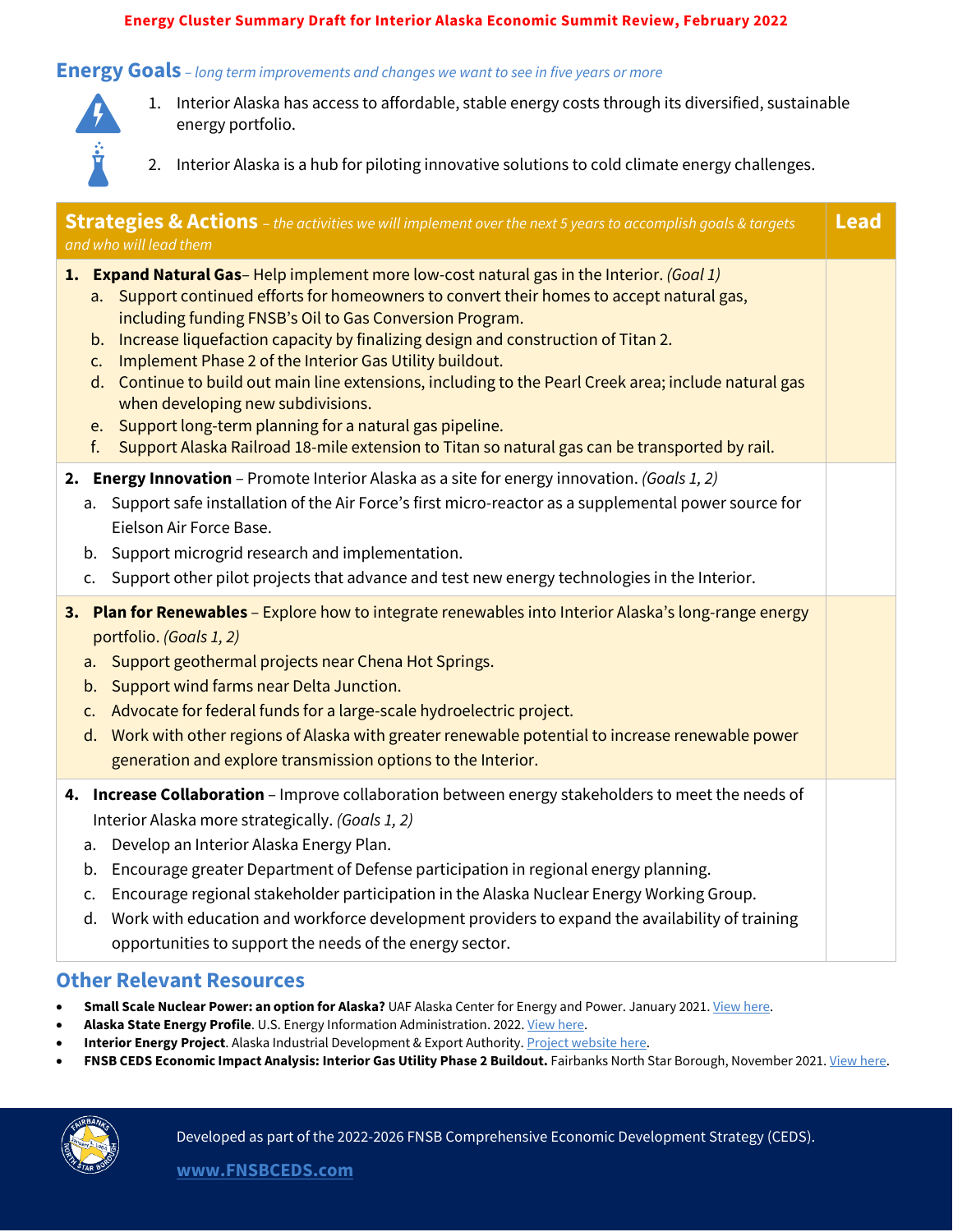**Energy Cluster Summary Draft for Interior Alaska Economic Summit Review, February 2022**

## Energy Goals – *long term improvements and changes we want to see in five years or more*

1. Interior Alaska has access to affordable, stable energy costs through its diversified, sustainable energy portfolio.
2. Interior Alaska is a hub for piloting innovative solutions to cold climate energy challenges.

| **Strategies & Actions** – *the activities we will implement over the next 5 years to accomplish goals & targets and who will lead them* | **Lead** |
|---|---|
| **1. Expand Natural Gas**– Help implement more low-cost natural gas in the Interior. *(Goal 1)*<br>a. Support continued efforts for homeowners to convert their homes to accept natural gas, including funding FNSB's Oil to Gas Conversion Program.<br>b. Increase liquefaction capacity by finalizing design and construction of Titan 2.<br>c. Implement Phase 2 of the Interior Gas Utility buildout.<br>d. Continue to build out main line extensions, including to the Pearl Creek area; include natural gas when developing new subdivisions.<br>e. Support long-term planning for a natural gas pipeline.<br>f. Support Alaska Railroad 18-mile extension to Titan so natural gas can be transported by rail. | |
| **2. Energy Innovation** – Promote Interior Alaska as a site for energy innovation. *(Goals 1, 2)*<br>a. Support safe installation of the Air Force's first micro-reactor as a supplemental power source for Eielson Air Force Base.<br>b. Support microgrid research and implementation.<br>c. Support other pilot projects that advance and test new energy technologies in the Interior. | |
| **3. Plan for Renewables** – Explore how to integrate renewables into Interior Alaska's long-range energy portfolio. *(Goals 1, 2)*<br>a. Support geothermal projects near Chena Hot Springs.<br>b. Support wind farms near Delta Junction.<br>c. Advocate for federal funds for a large-scale hydroelectric project.<br>d. Work with other regions of Alaska with greater renewable potential to increase renewable power generation and explore transmission options to the Interior. | |
| **4. Increase Collaboration** – Improve collaboration between energy stakeholders to meet the needs of Interior Alaska more strategically. *(Goals 1, 2)*<br>a. Develop an Interior Alaska Energy Plan.<br>b. Encourage greater Department of Defense participation in regional energy planning.<br>c. Encourage regional stakeholder participation in the Alaska Nuclear Energy Working Group.<br>d. Work with education and workforce development providers to expand the availability of training opportunities to support the needs of the energy sector. | |

## Other Relevant Resources

- **Small Scale Nuclear Power: an option for Alaska?** UAF Alaska Center for Energy and Power. January 2021. View here.
- **Alaska State Energy Profile**. U.S. Energy Information Administration. 2022. View here.
- **Interior Energy Project**. Alaska Industrial Development & Export Authority. Project website here.
- **FNSB CEDS Economic Impact Analysis: Interior Gas Utility Phase 2 Buildout.** Fairbanks North Star Borough, November 2021. View here.

Developed as part of the 2022-2026 FNSB Comprehensive Economic Development Strategy (CEDS).

**www.FNSBCEDS.com**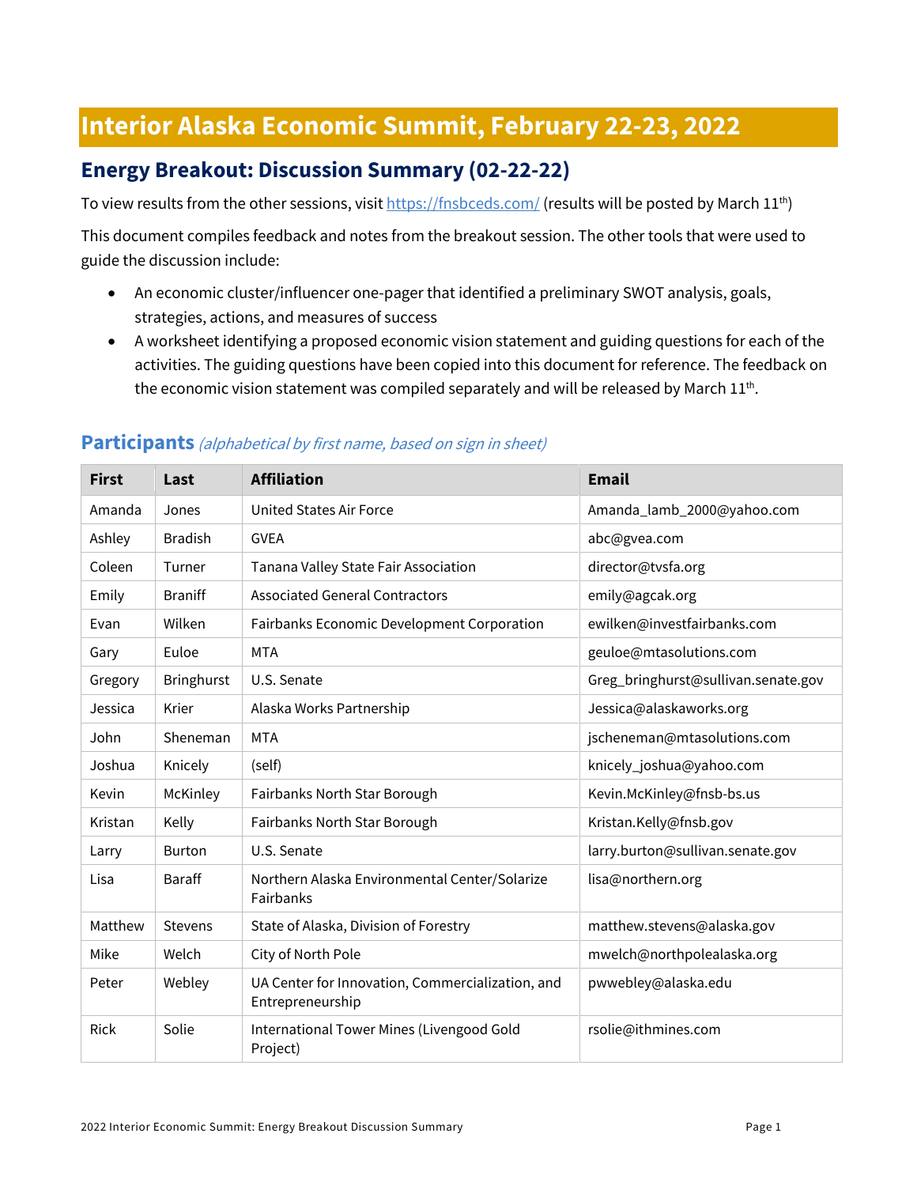# Interior Alaska Economic Summit, February 22-23, 2022

## Energy Breakout: Discussion Summary (02-22-22)

To view results from the other sessions, visit https://fnsbceds.com/ (results will be posted by March 11th)

This document compiles feedback and notes from the breakout session. The other tools that were used to guide the discussion include:

- An economic cluster/influencer one-pager that identified a preliminary SWOT analysis, goals, strategies, actions, and measures of success
- A worksheet identifying a proposed economic vision statement and guiding questions for each of the activities. The guiding questions have been copied into this document for reference. The feedback on the economic vision statement was compiled separately and will be released by March 11th.

### Participants *(alphabetical by first name, based on sign in sheet)*

| First | Last | Affiliation | Email |
|---|---|---|---|
| Amanda | Jones | United States Air Force | Amanda_lamb_2000@yahoo.com |
| Ashley | Bradish | GVEA | abc@gvea.com |
| Coleen | Turner | Tanana Valley State Fair Association | director@tvsfa.org |
| Emily | Braniff | Associated General Contractors | emily@agcak.org |
| Evan | Wilken | Fairbanks Economic Development Corporation | ewilken@investfairbanks.com |
| Gary | Euloe | MTA | geuloe@mtasolutions.com |
| Gregory | Bringhurst | U.S. Senate | Greg_bringhurst@sullivan.senate.gov |
| Jessica | Krier | Alaska Works Partnership | Jessica@alaskaworks.org |
| John | Sheneman | MTA | jscheneman@mtasolutions.com |
| Joshua | Knicely | (self) | knicely_joshua@yahoo.com |
| Kevin | McKinley | Fairbanks North Star Borough | Kevin.McKinley@fnsb-bs.us |
| Kristan | Kelly | Fairbanks North Star Borough | Kristan.Kelly@fnsb.gov |
| Larry | Burton | U.S. Senate | larry.burton@sullivan.senate.gov |
| Lisa | Baraff | Northern Alaska Environmental Center/Solarize Fairbanks | lisa@northern.org |
| Matthew | Stevens | State of Alaska, Division of Forestry | matthew.stevens@alaska.gov |
| Mike | Welch | City of North Pole | mwelch@northpolealaska.org |
| Peter | Webley | UA Center for Innovation, Commercialization, and Entrepreneurship | pwwebley@alaska.edu |
| Rick | Solie | International Tower Mines (Livengood Gold Project) | rsolie@ithmines.com |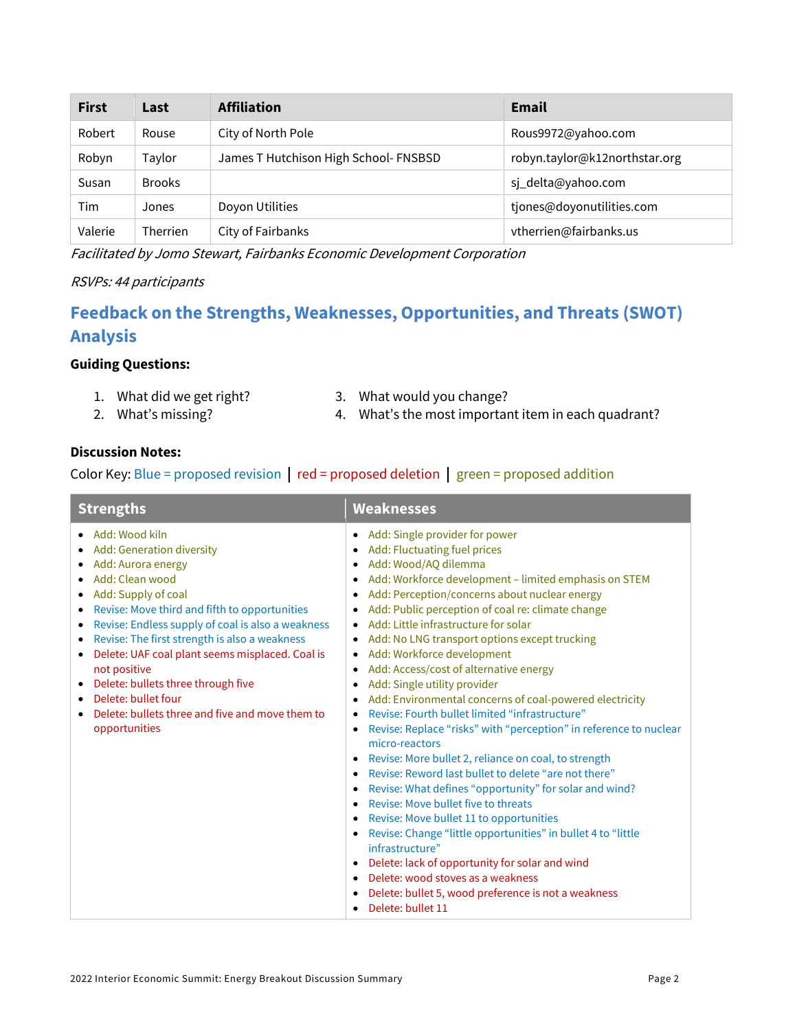| First | Last | Affiliation | Email |
|---|---|---|---|
| Robert | Rouse | City of North Pole | Rous9972@yahoo.com |
| Robyn | Taylor | James T Hutchison High School- FNSBSD | robyn.taylor@k12northstar.org |
| Susan | Brooks | | sj_delta@yahoo.com |
| Tim | Jones | Doyon Utilities | tjones@doyonutilities.com |
| Valerie | Therrien | City of Fairbanks | vtherrien@fairbanks.us |

*Facilitated by Jomo Stewart, Fairbanks Economic Development Corporation*

*RSVPs: 44 participants*

## Feedback on the Strengths, Weaknesses, Opportunities, and Threats (SWOT) Analysis

**Guiding Questions:**

1. What did we get right?
2. What's missing?
3. What would you change?
4. What's the most important item in each quadrant?

**Discussion Notes:**

Color Key: Blue = proposed revision | red = proposed deletion | green = proposed addition

| Strengths | Weaknesses |
|---|---|
| • Add: Wood kiln<br>• Add: Generation diversity<br>• Add: Aurora energy<br>• Add: Clean wood<br>• Add: Supply of coal<br>• Revise: Move third and fifth to opportunities<br>• Revise: Endless supply of coal is also a weakness<br>• Revise: The first strength is also a weakness<br>• Delete: UAF coal plant seems misplaced. Coal is not positive<br>• Delete: bullets three through five<br>• Delete: bullet four<br>• Delete: bullets three and five and move them to opportunities | • Add: Single provider for power<br>• Add: Fluctuating fuel prices<br>• Add: Wood/AQ dilemma<br>• Add: Workforce development – limited emphasis on STEM<br>• Add: Perception/concerns about nuclear energy<br>• Add: Public perception of coal re: climate change<br>• Add: Little infrastructure for solar<br>• Add: No LNG transport options except trucking<br>• Add: Workforce development<br>• Add: Access/cost of alternative energy<br>• Add: Single utility provider<br>• Add: Environmental concerns of coal-powered electricity<br>• Revise: Fourth bullet limited "infrastructure"<br>• Revise: Replace "risks" with "perception" in reference to nuclear micro-reactors<br>• Revise: More bullet 2, reliance on coal, to strength<br>• Revise: Reword last bullet to delete "are not there"<br>• Revise: What defines "opportunity" for solar and wind?<br>• Revise: Move bullet five to threats<br>• Revise: Move bullet 11 to opportunities<br>• Revise: Change "little opportunities" in bullet 4 to "little infrastructure"<br>• Delete: lack of opportunity for solar and wind<br>• Delete: wood stoves as a weakness<br>• Delete: bullet 5, wood preference is not a weakness<br>• Delete: bullet 11 |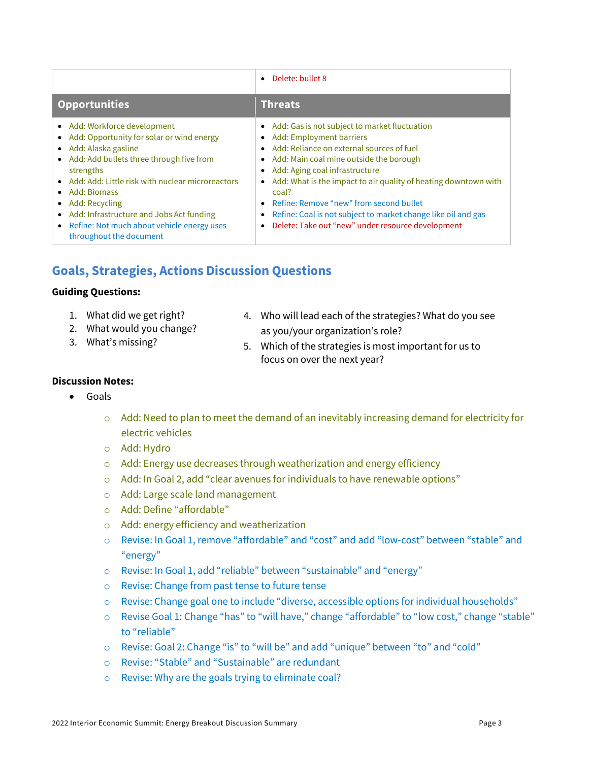| | |
|---|---|
| | • Delete: bullet 8 |
| **Opportunities** | **Threats** |
| • Add: Workforce development<br>• Add: Opportunity for solar or wind energy<br>• Add: Alaska gasline<br>• Add: Add bullets three through five from strengths<br>• Add: Add: Little risk with nuclear microreactors<br>• Add: Biomass<br>• Add: Recycling<br>• Add: Infrastructure and Jobs Act funding<br>• Refine: Not much about vehicle energy uses throughout the document | • Add: Gas is not subject to market fluctuation<br>• Add: Employment barriers<br>• Add: Reliance on external sources of fuel<br>• Add: Main coal mine outside the borough<br>• Add: Aging coal infrastructure<br>• Add: What is the impact to air quality of heating downtown with coal?<br>• Refine: Remove "new" from second bullet<br>• Refine: Coal is not subject to market change like oil and gas<br>• Delete: Take out "new" under resource development |

## Goals, Strategies, Actions Discussion Questions

**Guiding Questions:**

1. What did we get right?
2. What would you change?
3. What's missing?
4. Who will lead each of the strategies? What do you see as you/your organization's role?
5. Which of the strategies is most important for us to focus on over the next year?

**Discussion Notes:**

- Goals
  - Add: Need to plan to meet the demand of an inevitably increasing demand for electricity for electric vehicles
  - Add: Hydro
  - Add: Energy use decreases through weatherization and energy efficiency
  - Add: In Goal 2, add "clear avenues for individuals to have renewable options"
  - Add: Large scale land management
  - Add: Define "affordable"
  - Add: energy efficiency and weatherization
  - Revise: In Goal 1, remove "affordable" and "cost" and add "low-cost" between "stable" and "energy"
  - Revise: In Goal 1, add "reliable" between "sustainable" and "energy"
  - Revise: Change from past tense to future tense
  - Revise: Change goal one to include "diverse, accessible options for individual households"
  - Revise Goal 1: Change "has" to "will have," change "affordable" to "low cost," change "stable" to "reliable"
  - Revise: Goal 2: Change "is" to "will be" and add "unique" between "to" and "cold"
  - Revise: "Stable" and "Sustainable" are redundant
  - Revise: Why are the goals trying to eliminate coal?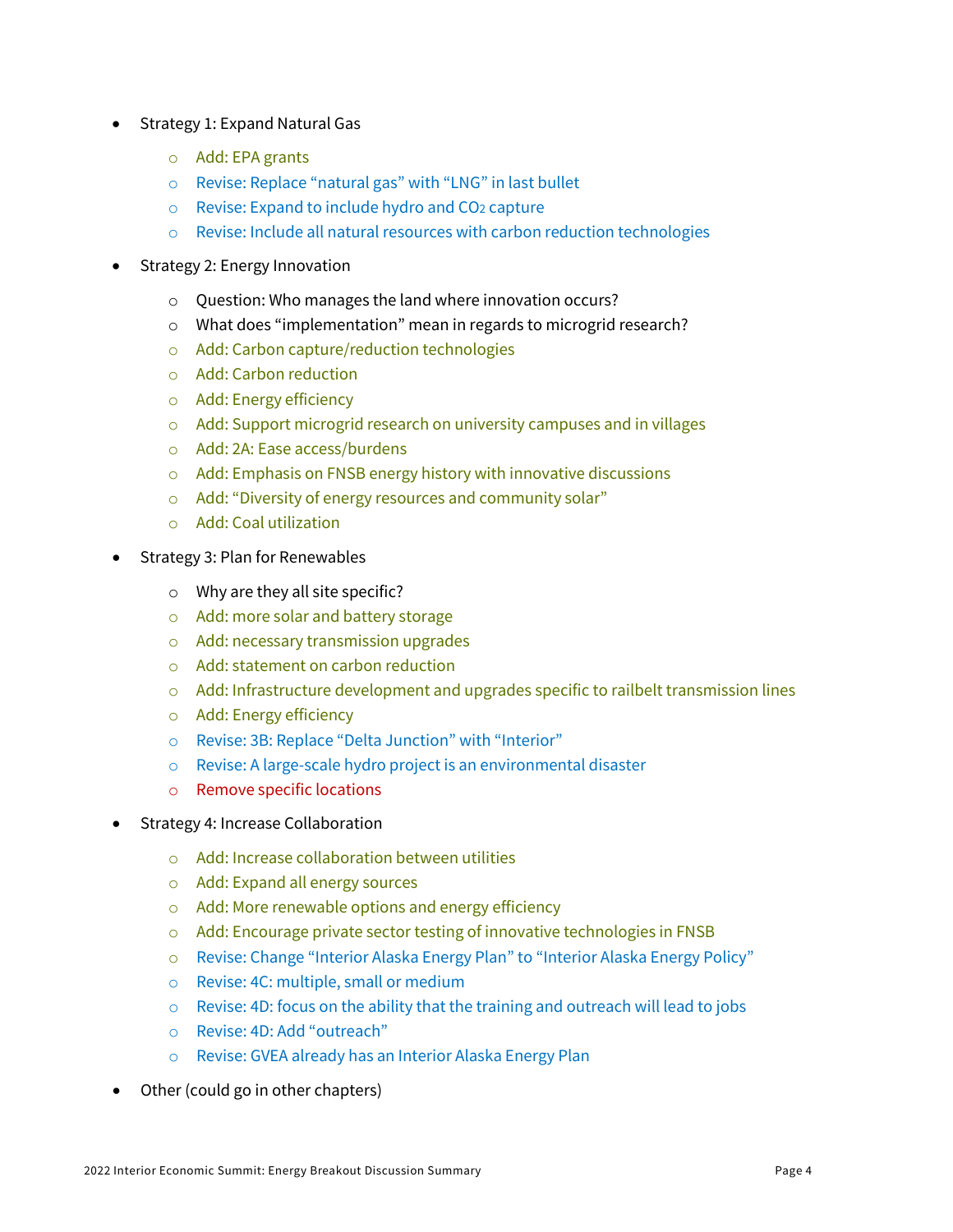- Strategy 1: Expand Natural Gas
  - Add: EPA grants
  - Revise: Replace “natural gas” with “LNG” in last bullet
  - Revise: Expand to include hydro and $CO_2$ capture
  - Revise: Include all natural resources with carbon reduction technologies
- Strategy 2: Energy Innovation
  - Question: Who manages the land where innovation occurs?
  - What does “implementation” mean in regards to microgrid research?
  - Add: Carbon capture/reduction technologies
  - Add: Carbon reduction
  - Add: Energy efficiency
  - Add: Support microgrid research on university campuses and in villages
  - Add: 2A: Ease access/burdens
  - Add: Emphasis on FNSB energy history with innovative discussions
  - Add: “Diversity of energy resources and community solar”
  - Add: Coal utilization
- Strategy 3: Plan for Renewables
  - Why are they all site specific?
  - Add: more solar and battery storage
  - Add: necessary transmission upgrades
  - Add: statement on carbon reduction
  - Add: Infrastructure development and upgrades specific to railbelt transmission lines
  - Add: Energy efficiency
  - Revise: 3B: Replace “Delta Junction” with “Interior”
  - Revise: A large-scale hydro project is an environmental disaster
  - Remove specific locations
- Strategy 4: Increase Collaboration
  - Add: Increase collaboration between utilities
  - Add: Expand all energy sources
  - Add: More renewable options and energy efficiency
  - Add: Encourage private sector testing of innovative technologies in FNSB
  - Revise: Change “Interior Alaska Energy Plan” to “Interior Alaska Energy Policy”
  - Revise: 4C: multiple, small or medium
  - Revise: 4D: focus on the ability that the training and outreach will lead to jobs
  - Revise: 4D: Add “outreach”
  - Revise: GVEA already has an Interior Alaska Energy Plan
- Other (could go in other chapters)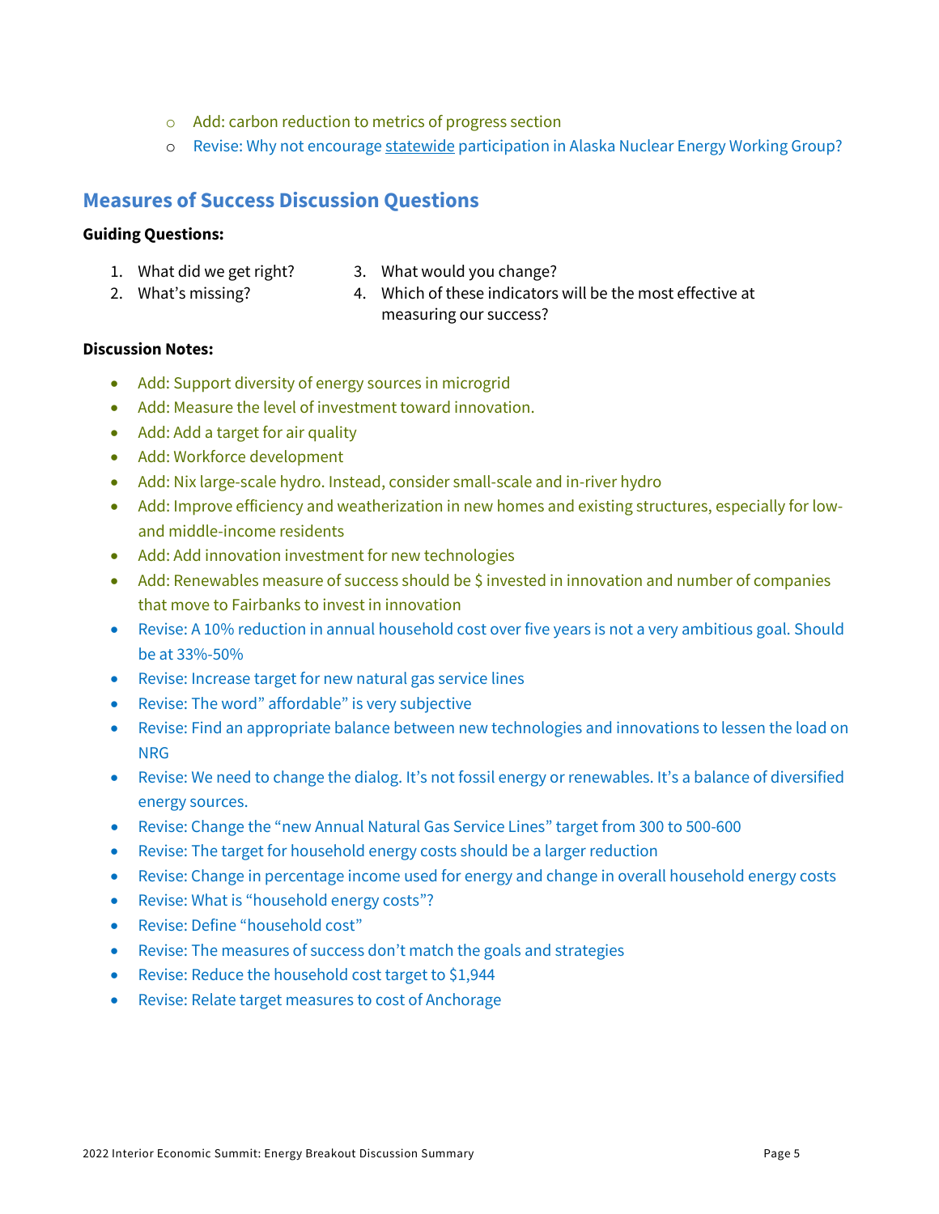- Add: carbon reduction to metrics of progress section
- Revise: Why not encourage statewide participation in Alaska Nuclear Energy Working Group?

## Measures of Success Discussion Questions

**Guiding Questions:**

1. What did we get right?
2. What's missing?
3. What would you change?
4. Which of these indicators will be the most effective at measuring our success?

**Discussion Notes:**

- Add: Support diversity of energy sources in microgrid
- Add: Measure the level of investment toward innovation.
- Add: Add a target for air quality
- Add: Workforce development
- Add: Nix large-scale hydro. Instead, consider small-scale and in-river hydro
- Add: Improve efficiency and weatherization in new homes and existing structures, especially for low- and middle-income residents
- Add: Add innovation investment for new technologies
- Add: Renewables measure of success should be $ invested in innovation and number of companies that move to Fairbanks to invest in innovation
- Revise: A 10% reduction in annual household cost over five years is not a very ambitious goal. Should be at 33%-50%
- Revise: Increase target for new natural gas service lines
- Revise: The word" affordable" is very subjective
- Revise: Find an appropriate balance between new technologies and innovations to lessen the load on NRG
- Revise: We need to change the dialog. It's not fossil energy or renewables. It's a balance of diversified energy sources.
- Revise: Change the "new Annual Natural Gas Service Lines" target from 300 to 500-600
- Revise: The target for household energy costs should be a larger reduction
- Revise: Change in percentage income used for energy and change in overall household energy costs
- Revise: What is "household energy costs"?
- Revise: Define "household cost"
- Revise: The measures of success don't match the goals and strategies
- Revise: Reduce the household cost target to $1,944
- Revise: Relate target measures to cost of Anchorage